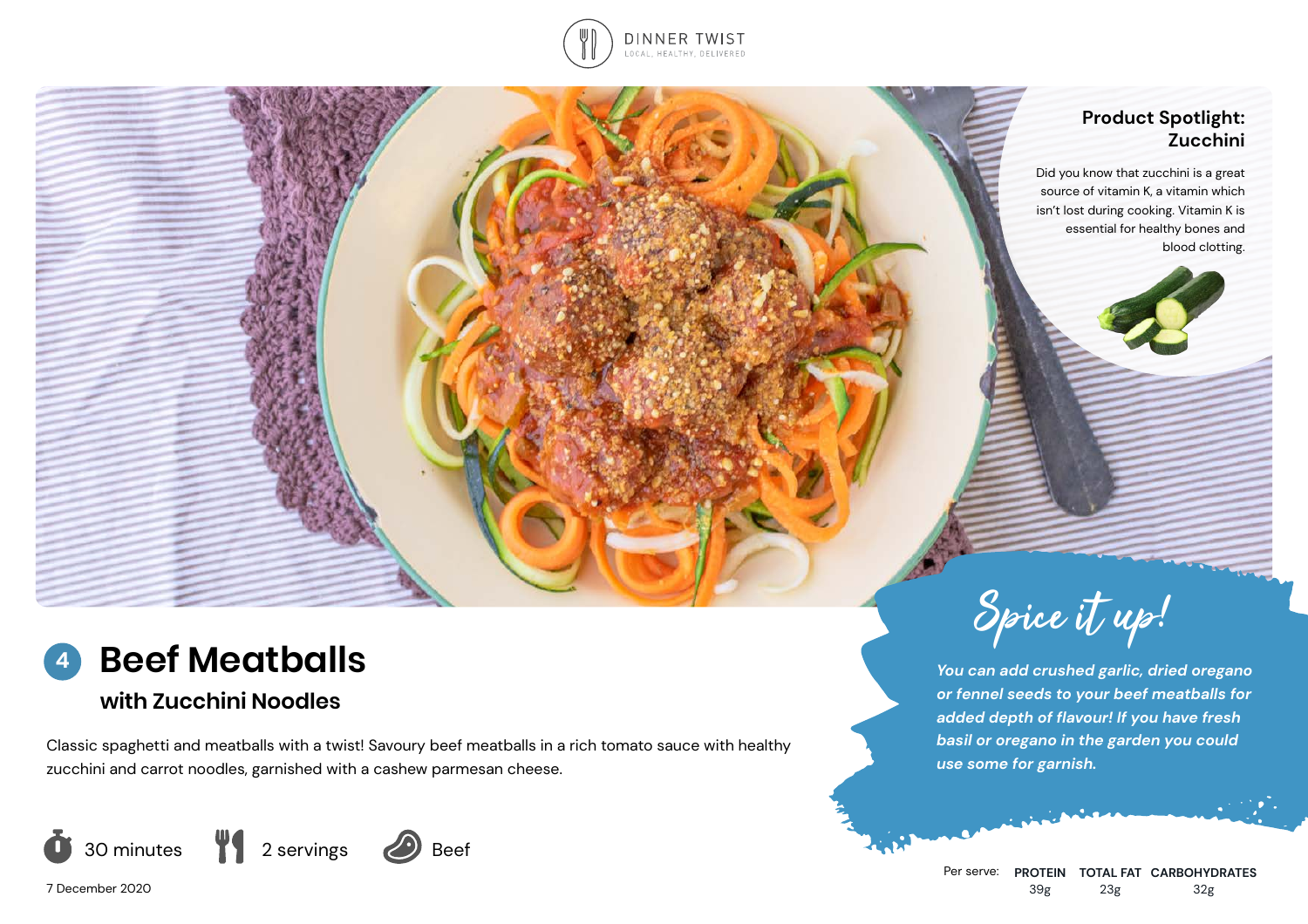DINNER TWIST

LOCAL. HEALTHY. DELIVERED

## Product Spotlight: Zucchini

Did you know that zucchini is a great source of vitamin K, a vitamin which isn't lost during cooking. Vitamin K is essential for healthy bones and blood clotting.

# 4 Beef Meatballs

## with Zucchini Noodles

Classic spaghetti and meatballs with a twist! Savoury beef meatballs in a rich tomato sauce with healthy zucchini and carrot noodles, garnished with a cashew parmesan cheese.

30 minutes | 2 servings | Beef

7 December 2020

## Spice it up!

***You can add crushed garlic, dried oregano or fennel seeds to your beef meatballs for added depth of flavour! If you have fresh basil or oregano in the garden you could use some for garnish.***

| Per serve: | PROTEIN | TOTAL FAT | CARBOHYDRATES |
| --- | --- | --- | --- |
| | 39g | 23g | 32g |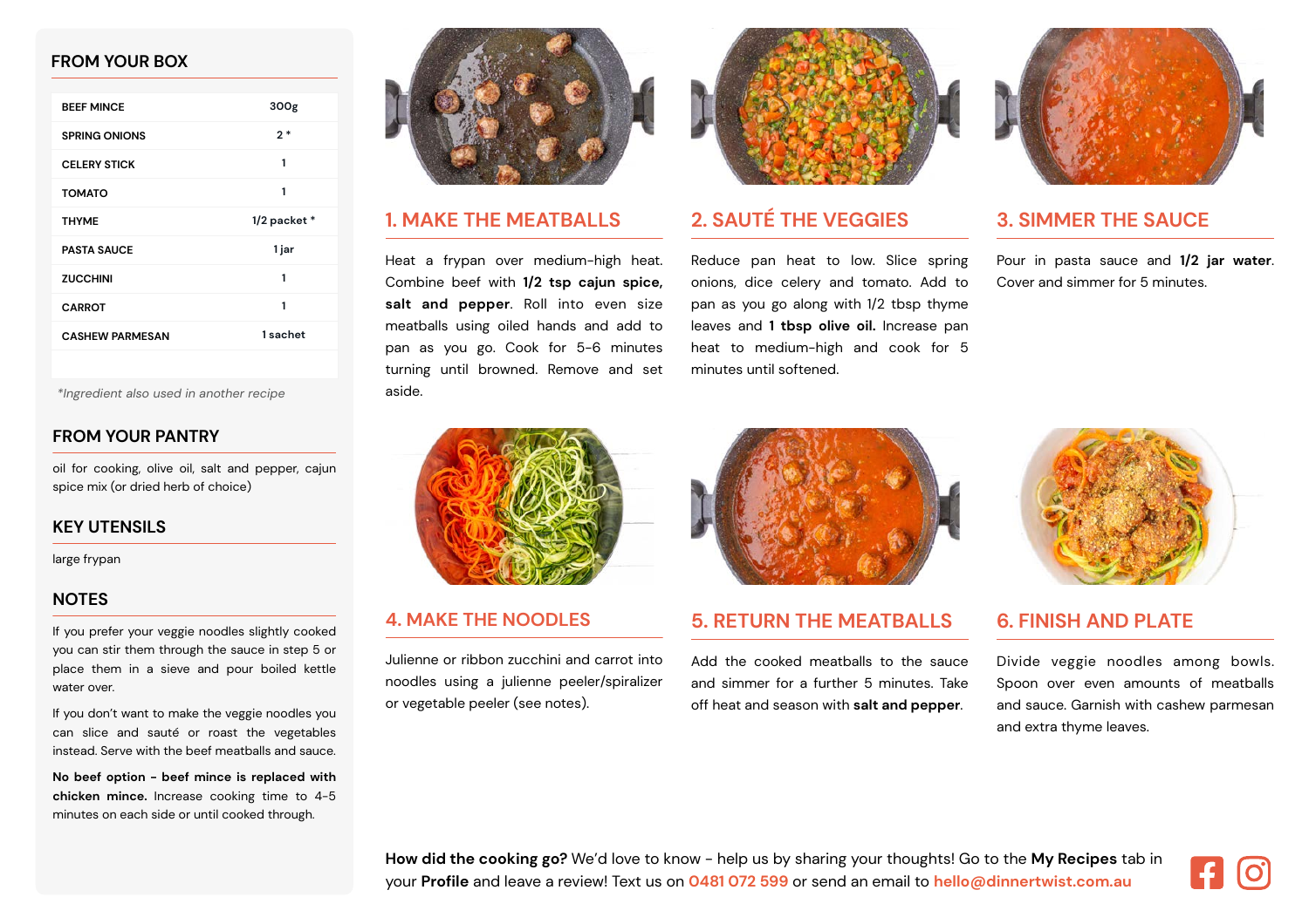## FROM YOUR BOX

| | |
|---|---|
| BEEF MINCE | 300g |
| SPRING ONIONS | 2 * |
| CELERY STICK | 1 |
| TOMATO | 1 |
| THYME | 1/2 packet * |
| PASTA SAUCE | 1 jar |
| ZUCCHINI | 1 |
| CARROT | 1 |
| CASHEW PARMESAN | 1 sachet |

*\*Ingredient also used in another recipe*

## FROM YOUR PANTRY

oil for cooking, olive oil, salt and pepper, cajun spice mix (or dried herb of choice)

## KEY UTENSILS

large frypan

## NOTES

If you prefer your veggie noodles slightly cooked you can stir them through the sauce in step 5 or place them in a sieve and pour boiled kettle water over.

If you don't want to make the veggie noodles you can slice and sauté or roast the vegetables instead. Serve with the beef meatballs and sauce.

**No beef option - beef mince is replaced with chicken mince.** Increase cooking time to 4-5 minutes on each side or until cooked through.

## 1. MAKE THE MEATBALLS

Heat a frypan over medium-high heat. Combine beef with **1/2 tsp cajun spice, salt and pepper**. Roll into even size meatballs using oiled hands and add to pan as you go. Cook for 5-6 minutes turning until browned. Remove and set aside.

## 2. SAUTÉ THE VEGGIES

Reduce pan heat to low. Slice spring onions, dice celery and tomato. Add to pan as you go along with 1/2 tbsp thyme leaves and **1 tbsp olive oil.** Increase pan heat to medium-high and cook for 5 minutes until softened.

## 3. SIMMER THE SAUCE

Pour in pasta sauce and **1/2 jar water**. Cover and simmer for 5 minutes.

## 4. MAKE THE NOODLES

Julienne or ribbon zucchini and carrot into noodles using a julienne peeler/spiralizer or vegetable peeler (see notes).

## 5. RETURN THE MEATBALLS

Add the cooked meatballs to the sauce and simmer for a further 5 minutes. Take off heat and season with **salt and pepper**.

## 6. FINISH AND PLATE

Divide veggie noodles among bowls. Spoon over even amounts of meatballs and sauce. Garnish with cashew parmesan and extra thyme leaves.

**How did the cooking go?** We'd love to know - help us by sharing your thoughts! Go to the **My Recipes** tab in your **Profile** and leave a review! Text us on 0481 072 599 or send an email to hello@dinnertwist.com.au